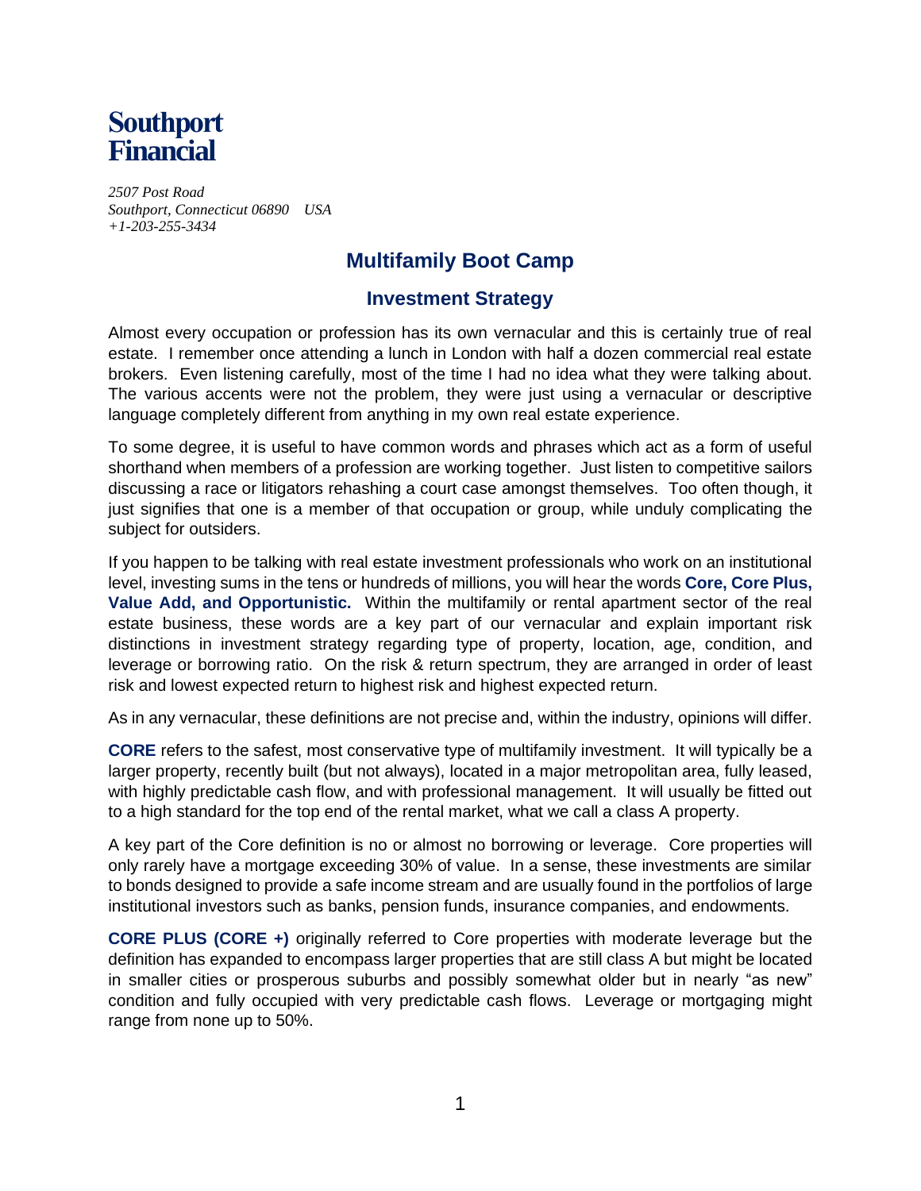**Southport Financial**

*2507 Post Road*
*Southport, Connecticut 06890 USA*
*+1-203-255-3434*

# Multifamily Boot Camp

## Investment Strategy

Almost every occupation or profession has its own vernacular and this is certainly true of real estate. I remember once attending a lunch in London with half a dozen commercial real estate brokers. Even listening carefully, most of the time I had no idea what they were talking about. The various accents were not the problem, they were just using a vernacular or descriptive language completely different from anything in my own real estate experience.

To some degree, it is useful to have common words and phrases which act as a form of useful shorthand when members of a profession are working together. Just listen to competitive sailors discussing a race or litigators rehashing a court case amongst themselves. Too often though, it just signifies that one is a member of that occupation or group, while unduly complicating the subject for outsiders.

If you happen to be talking with real estate investment professionals who work on an institutional level, investing sums in the tens or hundreds of millions, you will hear the words **Core, Core Plus, Value Add, and Opportunistic.** Within the multifamily or rental apartment sector of the real estate business, these words are a key part of our vernacular and explain important risk distinctions in investment strategy regarding type of property, location, age, condition, and leverage or borrowing ratio. On the risk & return spectrum, they are arranged in order of least risk and lowest expected return to highest risk and highest expected return.

As in any vernacular, these definitions are not precise and, within the industry, opinions will differ.

**CORE** refers to the safest, most conservative type of multifamily investment. It will typically be a larger property, recently built (but not always), located in a major metropolitan area, fully leased, with highly predictable cash flow, and with professional management. It will usually be fitted out to a high standard for the top end of the rental market, what we call a class A property.

A key part of the Core definition is no or almost no borrowing or leverage. Core properties will only rarely have a mortgage exceeding 30% of value. In a sense, these investments are similar to bonds designed to provide a safe income stream and are usually found in the portfolios of large institutional investors such as banks, pension funds, insurance companies, and endowments.

**CORE PLUS (CORE +)** originally referred to Core properties with moderate leverage but the definition has expanded to encompass larger properties that are still class A but might be located in smaller cities or prosperous suburbs and possibly somewhat older but in nearly "as new" condition and fully occupied with very predictable cash flows. Leverage or mortgaging might range from none up to 50%.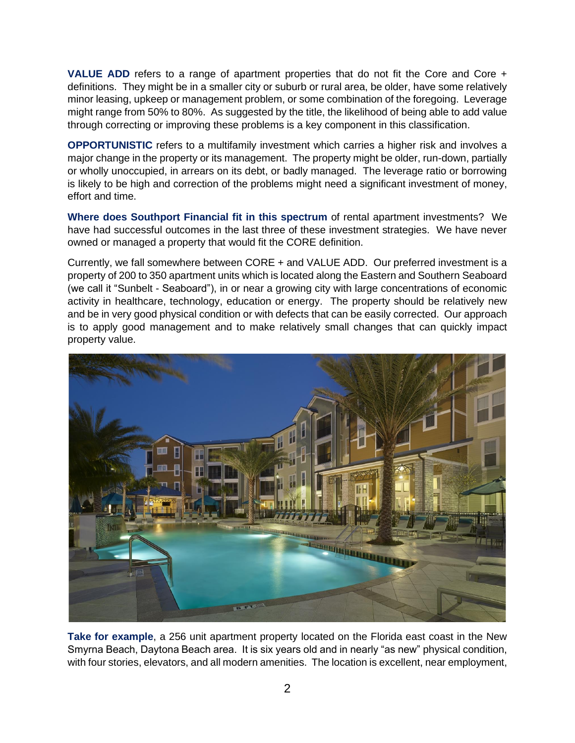**VALUE ADD** refers to a range of apartment properties that do not fit the Core and Core + definitions. They might be in a smaller city or suburb or rural area, be older, have some relatively minor leasing, upkeep or management problem, or some combination of the foregoing. Leverage might range from 50% to 80%. As suggested by the title, the likelihood of being able to add value through correcting or improving these problems is a key component in this classification.

**OPPORTUNISTIC** refers to a multifamily investment which carries a higher risk and involves a major change in the property or its management. The property might be older, run-down, partially or wholly unoccupied, in arrears on its debt, or badly managed. The leverage ratio or borrowing is likely to be high and correction of the problems might need a significant investment of money, effort and time.

**Where does Southport Financial fit in this spectrum** of rental apartment investments? We have had successful outcomes in the last three of these investment strategies. We have never owned or managed a property that would fit the CORE definition.

Currently, we fall somewhere between CORE + and VALUE ADD. Our preferred investment is a property of 200 to 350 apartment units which is located along the Eastern and Southern Seaboard (we call it "Sunbelt - Seaboard"), in or near a growing city with large concentrations of economic activity in healthcare, technology, education or energy. The property should be relatively new and be in very good physical condition or with defects that can be easily corrected. Our approach is to apply good management and to make relatively small changes that can quickly impact property value.

**Take for example**, a 256 unit apartment property located on the Florida east coast in the New Smyrna Beach, Daytona Beach area. It is six years old and in nearly "as new" physical condition, with four stories, elevators, and all modern amenities. The location is excellent, near employment,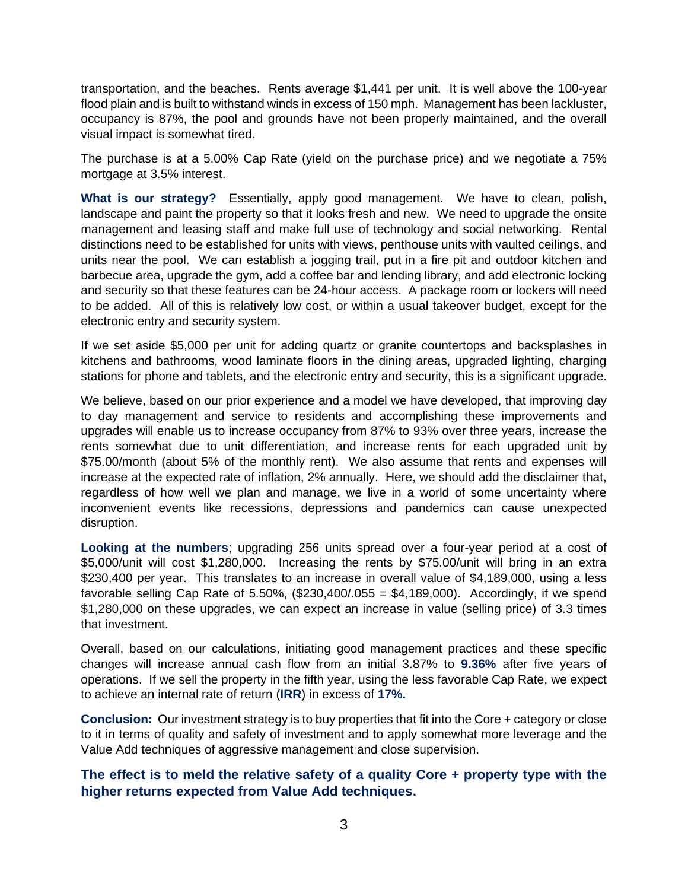transportation, and the beaches. Rents average $1,441 per unit. It is well above the 100-year flood plain and is built to withstand winds in excess of 150 mph. Management has been lackluster, occupancy is 87%, the pool and grounds have not been properly maintained, and the overall visual impact is somewhat tired.

The purchase is at a 5.00% Cap Rate (yield on the purchase price) and we negotiate a 75% mortgage at 3.5% interest.

**What is our strategy?** Essentially, apply good management. We have to clean, polish, landscape and paint the property so that it looks fresh and new. We need to upgrade the onsite management and leasing staff and make full use of technology and social networking. Rental distinctions need to be established for units with views, penthouse units with vaulted ceilings, and units near the pool. We can establish a jogging trail, put in a fire pit and outdoor kitchen and barbecue area, upgrade the gym, add a coffee bar and lending library, and add electronic locking and security so that these features can be 24-hour access. A package room or lockers will need to be added. All of this is relatively low cost, or within a usual takeover budget, except for the electronic entry and security system.

If we set aside $5,000 per unit for adding quartz or granite countertops and backsplashes in kitchens and bathrooms, wood laminate floors in the dining areas, upgraded lighting, charging stations for phone and tablets, and the electronic entry and security, this is a significant upgrade.

We believe, based on our prior experience and a model we have developed, that improving day to day management and service to residents and accomplishing these improvements and upgrades will enable us to increase occupancy from 87% to 93% over three years, increase the rents somewhat due to unit differentiation, and increase rents for each upgraded unit by $75.00/month (about 5% of the monthly rent). We also assume that rents and expenses will increase at the expected rate of inflation, 2% annually. Here, we should add the disclaimer that, regardless of how well we plan and manage, we live in a world of some uncertainty where inconvenient events like recessions, depressions and pandemics can cause unexpected disruption.

**Looking at the numbers**; upgrading 256 units spread over a four-year period at a cost of $5,000/unit will cost $1,280,000. Increasing the rents by $75.00/unit will bring in an extra $230,400 per year. This translates to an increase in overall value of $4,189,000, using a less favorable selling Cap Rate of 5.50%, ($230,400/.055 = $4,189,000). Accordingly, if we spend $1,280,000 on these upgrades, we can expect an increase in value (selling price) of 3.3 times that investment.

Overall, based on our calculations, initiating good management practices and these specific changes will increase annual cash flow from an initial 3.87% to **9.36%** after five years of operations. If we sell the property in the fifth year, using the less favorable Cap Rate, we expect to achieve an internal rate of return (**IRR**) in excess of **17%.**

**Conclusion:** Our investment strategy is to buy properties that fit into the Core + category or close to it in terms of quality and safety of investment and to apply somewhat more leverage and the Value Add techniques of aggressive management and close supervision.

**The effect is to meld the relative safety of a quality Core + property type with the higher returns expected from Value Add techniques.**